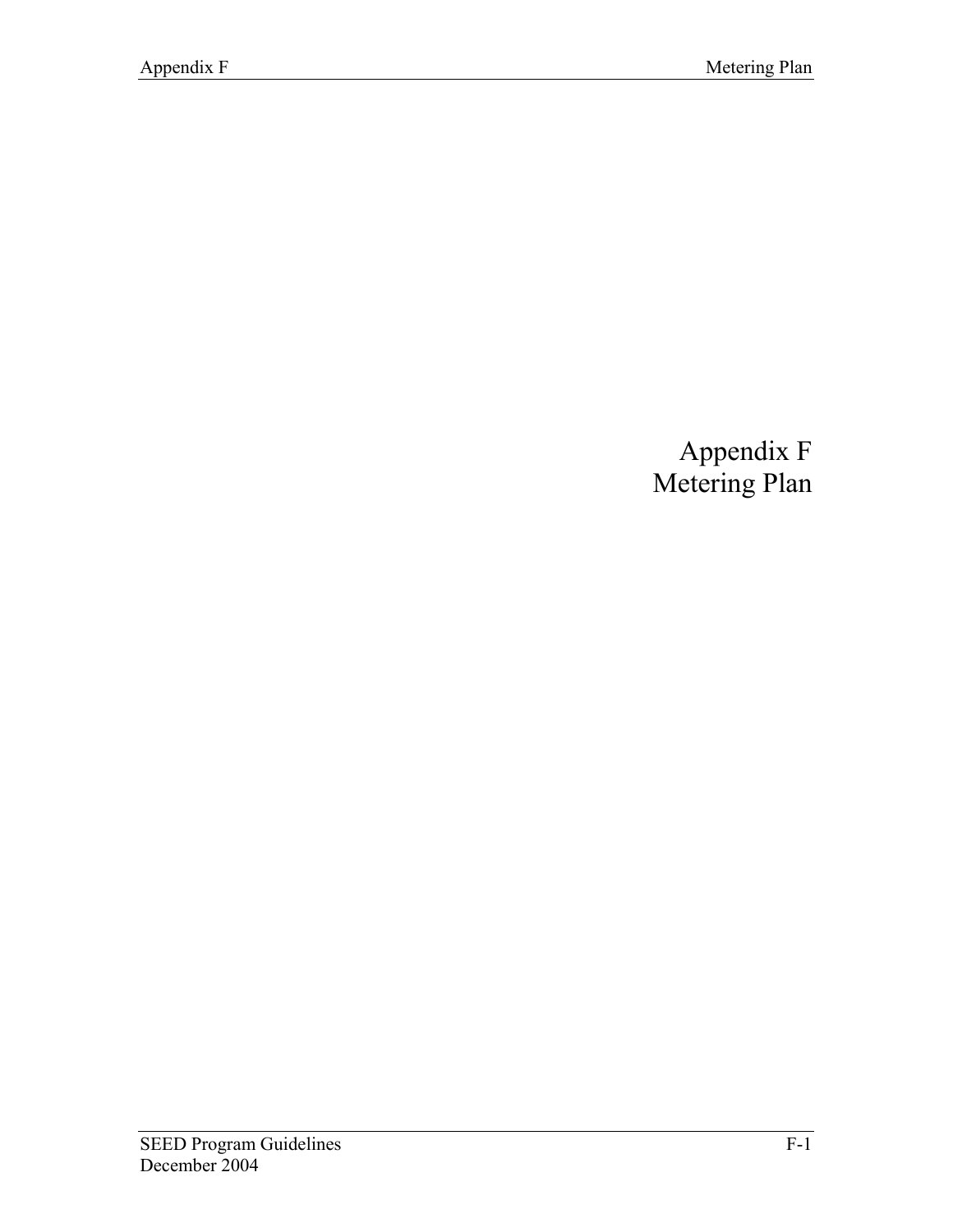# Appendix F
# Metering Plan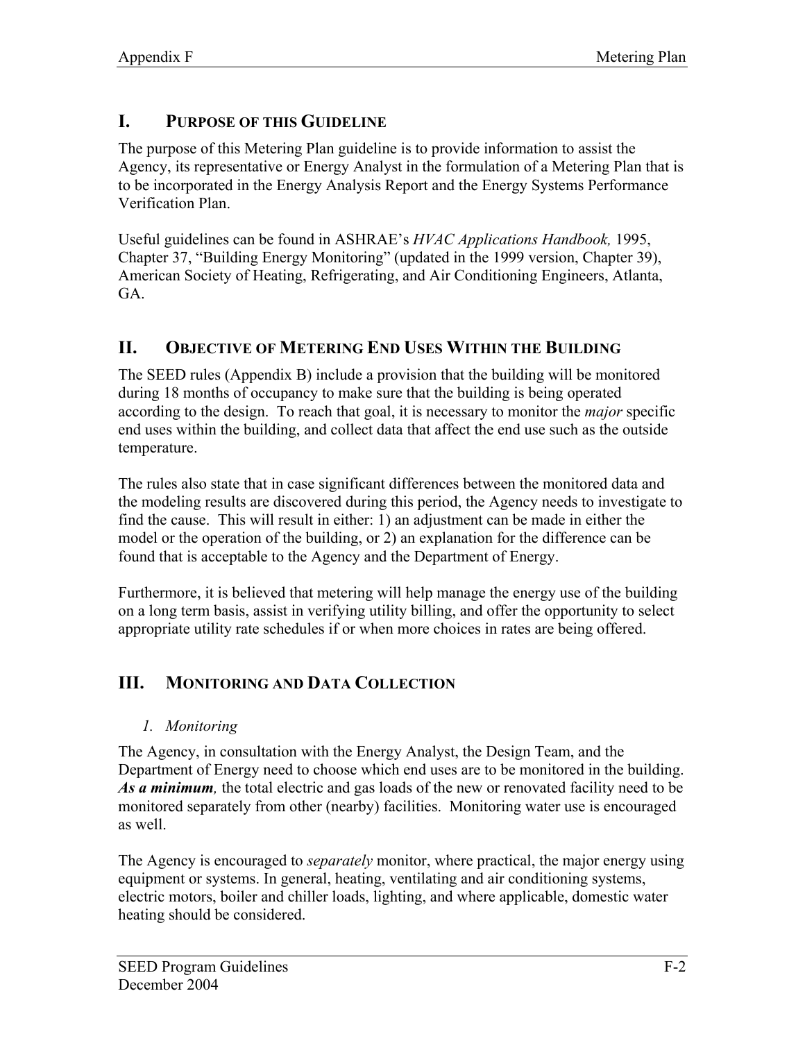## I. PURPOSE OF THIS GUIDELINE

The purpose of this Metering Plan guideline is to provide information to assist the Agency, its representative or Energy Analyst in the formulation of a Metering Plan that is to be incorporated in the Energy Analysis Report and the Energy Systems Performance Verification Plan.

Useful guidelines can be found in ASHRAE's *HVAC Applications Handbook,* 1995, Chapter 37, "Building Energy Monitoring" (updated in the 1999 version, Chapter 39), American Society of Heating, Refrigerating, and Air Conditioning Engineers, Atlanta, GA.

## II. OBJECTIVE OF METERING END USES WITHIN THE BUILDING

The SEED rules (Appendix B) include a provision that the building will be monitored during 18 months of occupancy to make sure that the building is being operated according to the design. To reach that goal, it is necessary to monitor the *major* specific end uses within the building, and collect data that affect the end use such as the outside temperature.

The rules also state that in case significant differences between the monitored data and the modeling results are discovered during this period, the Agency needs to investigate to find the cause. This will result in either: 1) an adjustment can be made in either the model or the operation of the building, or 2) an explanation for the difference can be found that is acceptable to the Agency and the Department of Energy.

Furthermore, it is believed that metering will help manage the energy use of the building on a long term basis, assist in verifying utility billing, and offer the opportunity to select appropriate utility rate schedules if or when more choices in rates are being offered.

## III. MONITORING AND DATA COLLECTION

### *1. Monitoring*

The Agency, in consultation with the Energy Analyst, the Design Team, and the Department of Energy need to choose which end uses are to be monitored in the building. ***As a minimum,*** the total electric and gas loads of the new or renovated facility need to be monitored separately from other (nearby) facilities. Monitoring water use is encouraged as well.

The Agency is encouraged to *separately* monitor, where practical, the major energy using equipment or systems. In general, heating, ventilating and air conditioning systems, electric motors, boiler and chiller loads, lighting, and where applicable, domestic water heating should be considered.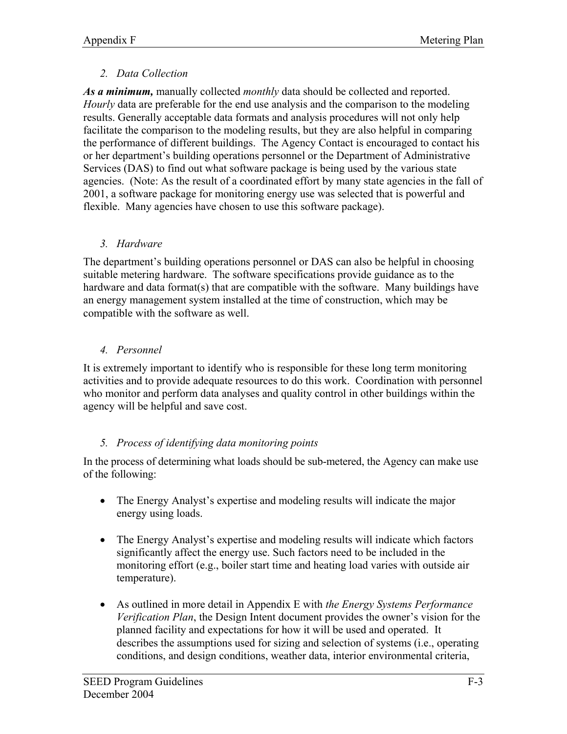*2. Data Collection*

***As a minimum,*** manually collected *monthly* data should be collected and reported. *Hourly* data are preferable for the end use analysis and the comparison to the modeling results. Generally acceptable data formats and analysis procedures will not only help facilitate the comparison to the modeling results, but they are also helpful in comparing the performance of different buildings. The Agency Contact is encouraged to contact his or her department's building operations personnel or the Department of Administrative Services (DAS) to find out what software package is being used by the various state agencies. (Note: As the result of a coordinated effort by many state agencies in the fall of 2001, a software package for monitoring energy use was selected that is powerful and flexible. Many agencies have chosen to use this software package).

*3. Hardware*

The department's building operations personnel or DAS can also be helpful in choosing suitable metering hardware. The software specifications provide guidance as to the hardware and data format(s) that are compatible with the software. Many buildings have an energy management system installed at the time of construction, which may be compatible with the software as well.

*4. Personnel*

It is extremely important to identify who is responsible for these long term monitoring activities and to provide adequate resources to do this work. Coordination with personnel who monitor and perform data analyses and quality control in other buildings within the agency will be helpful and save cost.

*5. Process of identifying data monitoring points*

In the process of determining what loads should be sub-metered, the Agency can make use of the following:

- The Energy Analyst's expertise and modeling results will indicate the major energy using loads.

- The Energy Analyst's expertise and modeling results will indicate which factors significantly affect the energy use. Such factors need to be included in the monitoring effort (e.g., boiler start time and heating load varies with outside air temperature).

- As outlined in more detail in Appendix E with *the Energy Systems Performance Verification Plan*, the Design Intent document provides the owner's vision for the planned facility and expectations for how it will be used and operated. It describes the assumptions used for sizing and selection of systems (i.e., operating conditions, and design conditions, weather data, interior environmental criteria,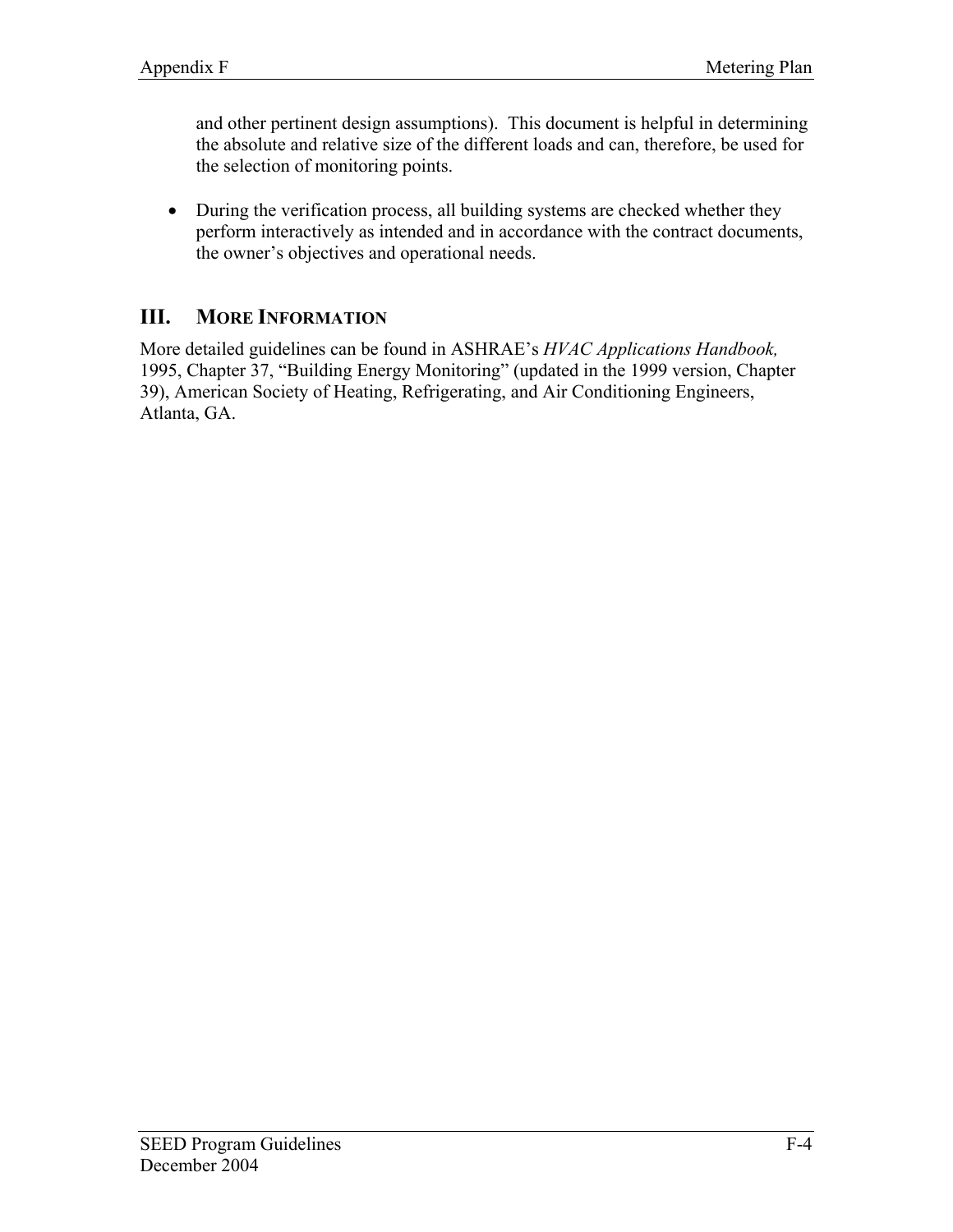and other pertinent design assumptions). This document is helpful in determining the absolute and relative size of the different loads and can, therefore, be used for the selection of monitoring points.

- During the verification process, all building systems are checked whether they perform interactively as intended and in accordance with the contract documents, the owner's objectives and operational needs.

## III. More Information

More detailed guidelines can be found in ASHRAE's *HVAC Applications Handbook,* 1995, Chapter 37, "Building Energy Monitoring" (updated in the 1999 version, Chapter 39), American Society of Heating, Refrigerating, and Air Conditioning Engineers, Atlanta, GA.